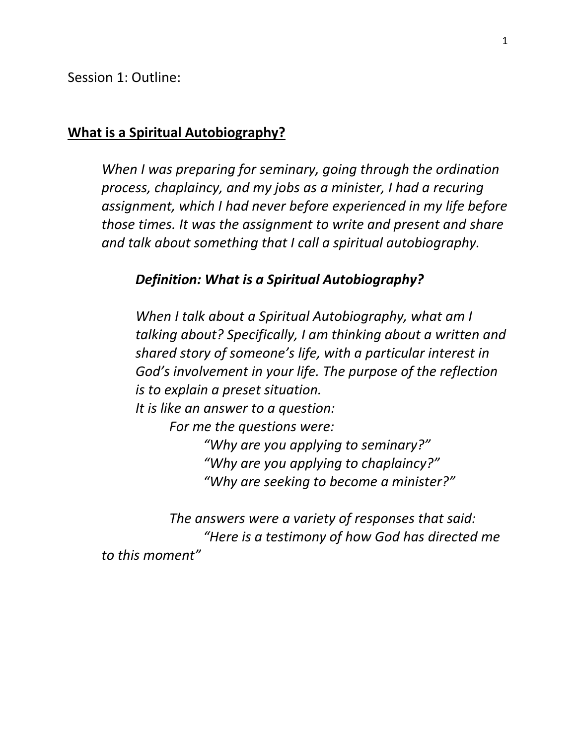Session 1: Outline:

## **What is a Spiritual Autobiography?**

*When I was preparing for seminary, going through the ordination process, chaplaincy, and my jobs as a minister, I had a recuring assignment, which I had never before experienced in my life before those times. It was the assignment to write and present and share and talk about something that I call a spiritual autobiography.*

***Definition: What is a Spiritual Autobiography?***

*When I talk about a Spiritual Autobiography, what am I talking about? Specifically, I am thinking about a written and shared story of someone's life, with a particular interest in God's involvement in your life. The purpose of the reflection is to explain a preset situation.*
*It is like an answer to a question:*
*For me the questions were:*
*"Why are you applying to seminary?"*
*"Why are you applying to chaplaincy?"*
*"Why are seeking to become a minister?"*

*The answers were a variety of responses that said:*
*"Here is a testimony of how God has directed me to this moment"*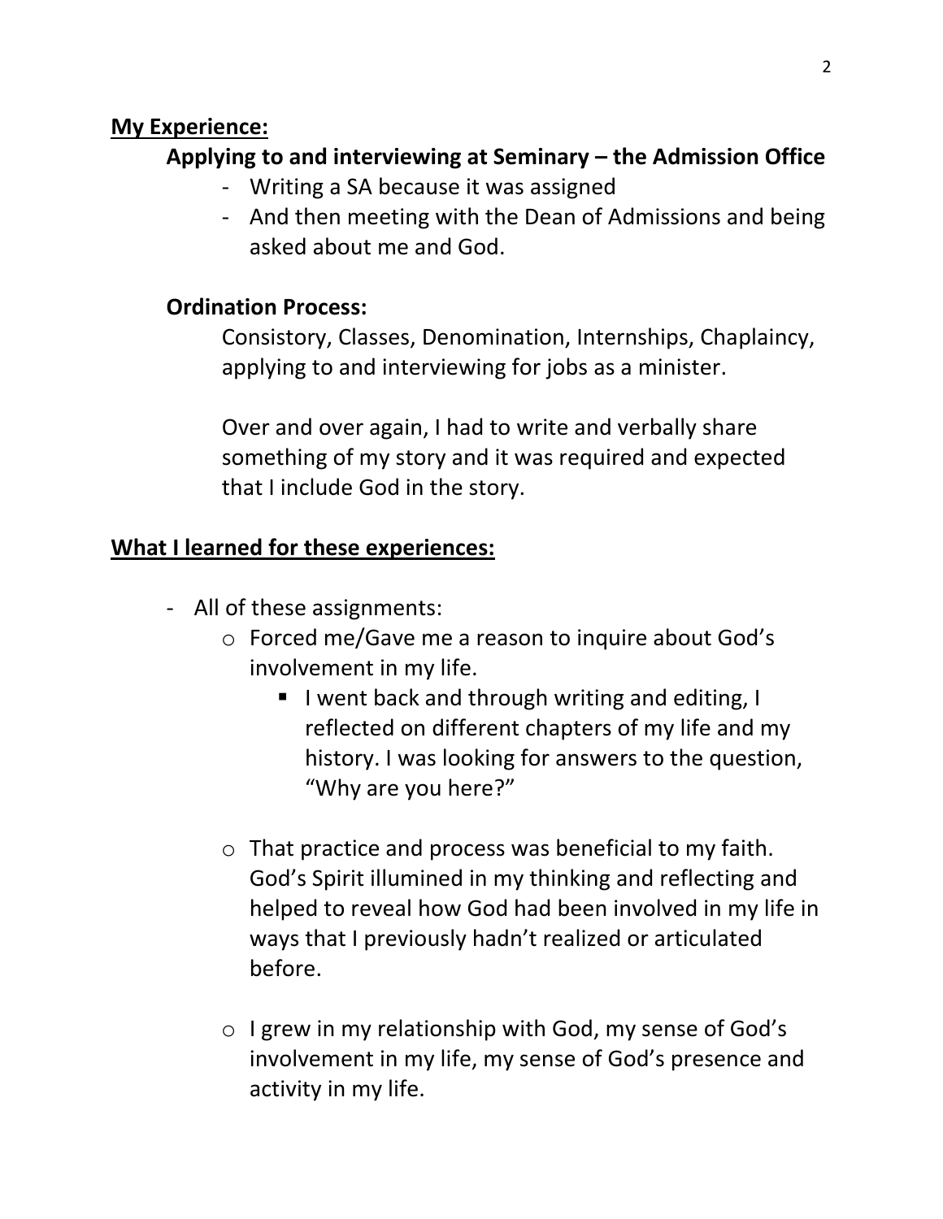**<u>My Experience:</u>**

**Applying to and interviewing at Seminary – the Admission Office**

- Writing a SA because it was assigned
- And then meeting with the Dean of Admissions and being asked about me and God.

**Ordination Process:**

Consistory, Classes, Denomination, Internships, Chaplaincy, applying to and interviewing for jobs as a minister.

Over and over again, I had to write and verbally share something of my story and it was required and expected that I include God in the story.

**<u>What I learned for these experiences:</u>**

- All of these assignments:
    - Forced me/Gave me a reason to inquire about God's involvement in my life.
        - I went back and through writing and editing, I reflected on different chapters of my life and my history. I was looking for answers to the question, "Why are you here?"
    - That practice and process was beneficial to my faith. God's Spirit illumined in my thinking and reflecting and helped to reveal how God had been involved in my life in ways that I previously hadn't realized or articulated before.
    - I grew in my relationship with God, my sense of God's involvement in my life, my sense of God's presence and activity in my life.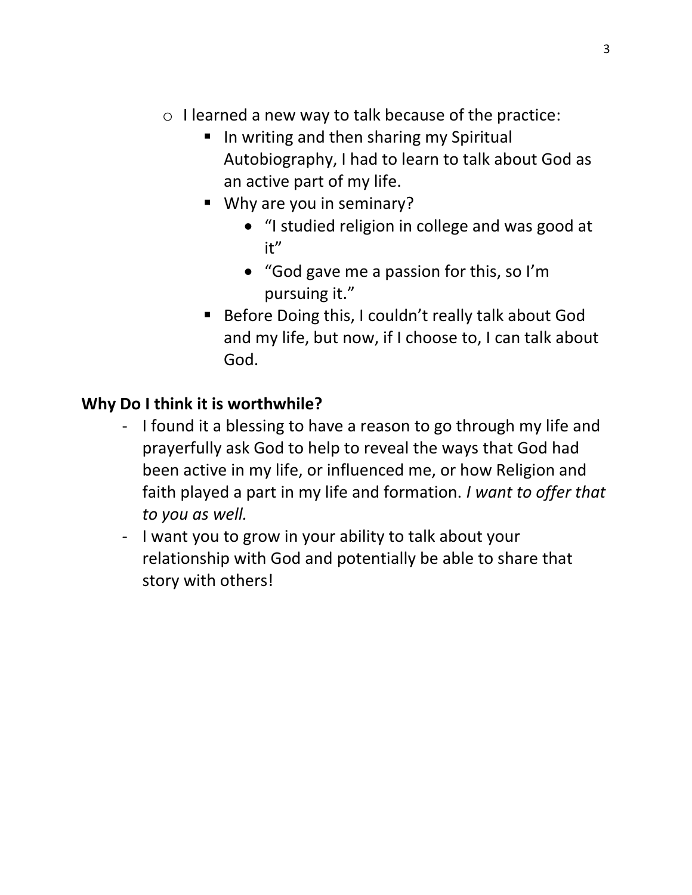- I learned a new way to talk because of the practice:
  - In writing and then sharing my Spiritual Autobiography, I had to learn to talk about God as an active part of my life.
  - Why are you in seminary?
    - "I studied religion in college and was good at it"
    - "God gave me a passion for this, so I'm pursuing it."
  - Before Doing this, I couldn't really talk about God and my life, but now, if I choose to, I can talk about God.

**Why Do I think it is worthwhile?**

- I found it a blessing to have a reason to go through my life and prayerfully ask God to help to reveal the ways that God had been active in my life, or influenced me, or how Religion and faith played a part in my life and formation. *I want to offer that to you as well.*
- I want you to grow in your ability to talk about your relationship with God and potentially be able to share that story with others!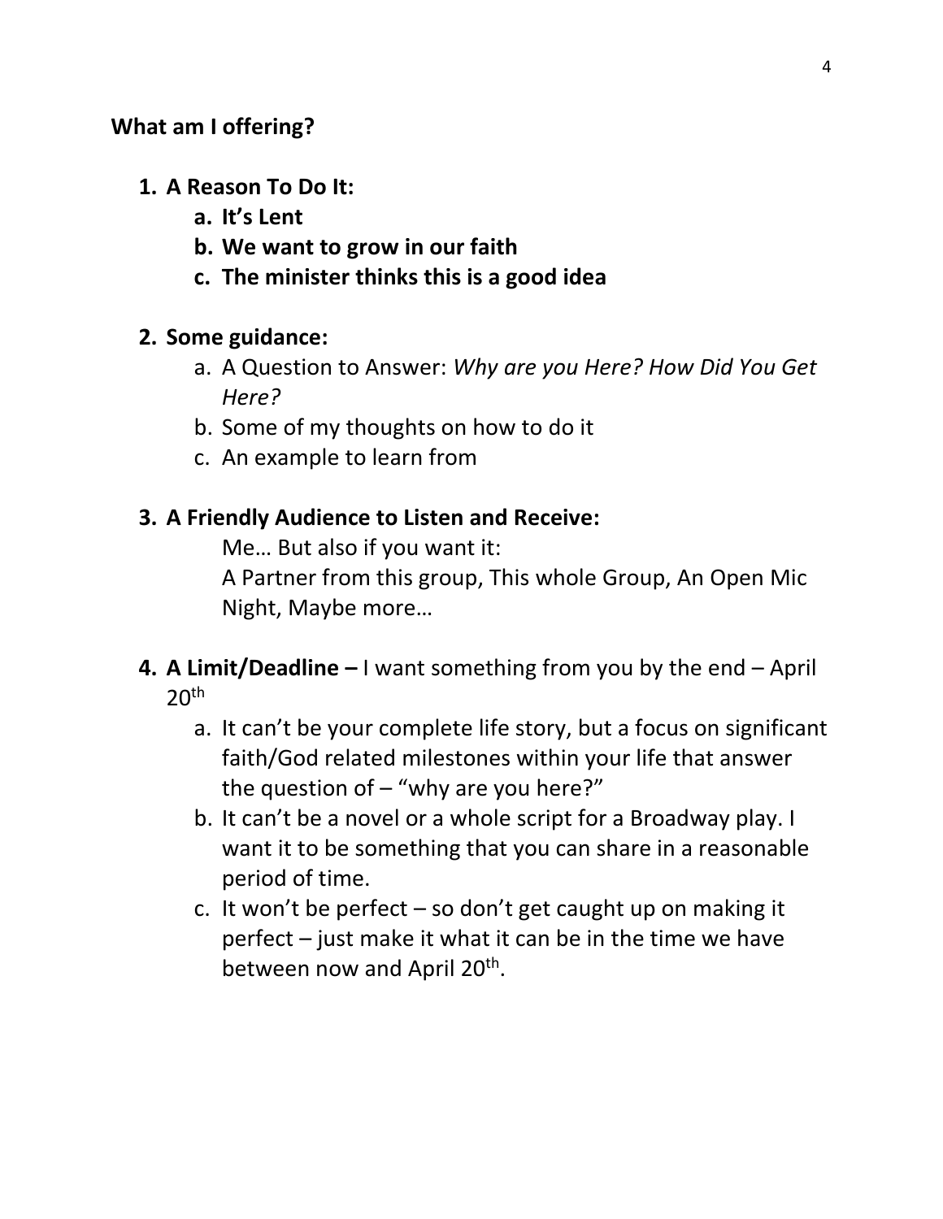**What am I offering?**

1. **A Reason To Do It:**
   a. **It's Lent**
   b. **We want to grow in our faith**
   c. **The minister thinks this is a good idea**

2. **Some guidance:**
   a. A Question to Answer: *Why are you Here? How Did You Get Here?*
   b. Some of my thoughts on how to do it
   c. An example to learn from

3. **A Friendly Audience to Listen and Receive:**

   Me… But also if you want it:
   A Partner from this group, This whole Group, An Open Mic Night, Maybe more…

4. **A Limit/Deadline –** I want something from you by the end – April 20th
   a. It can't be your complete life story, but a focus on significant faith/God related milestones within your life that answer the question of – "why are you here?"
   b. It can't be a novel or a whole script for a Broadway play. I want it to be something that you can share in a reasonable period of time.
   c. It won't be perfect – so don't get caught up on making it perfect – just make it what it can be in the time we have between now and April 20th.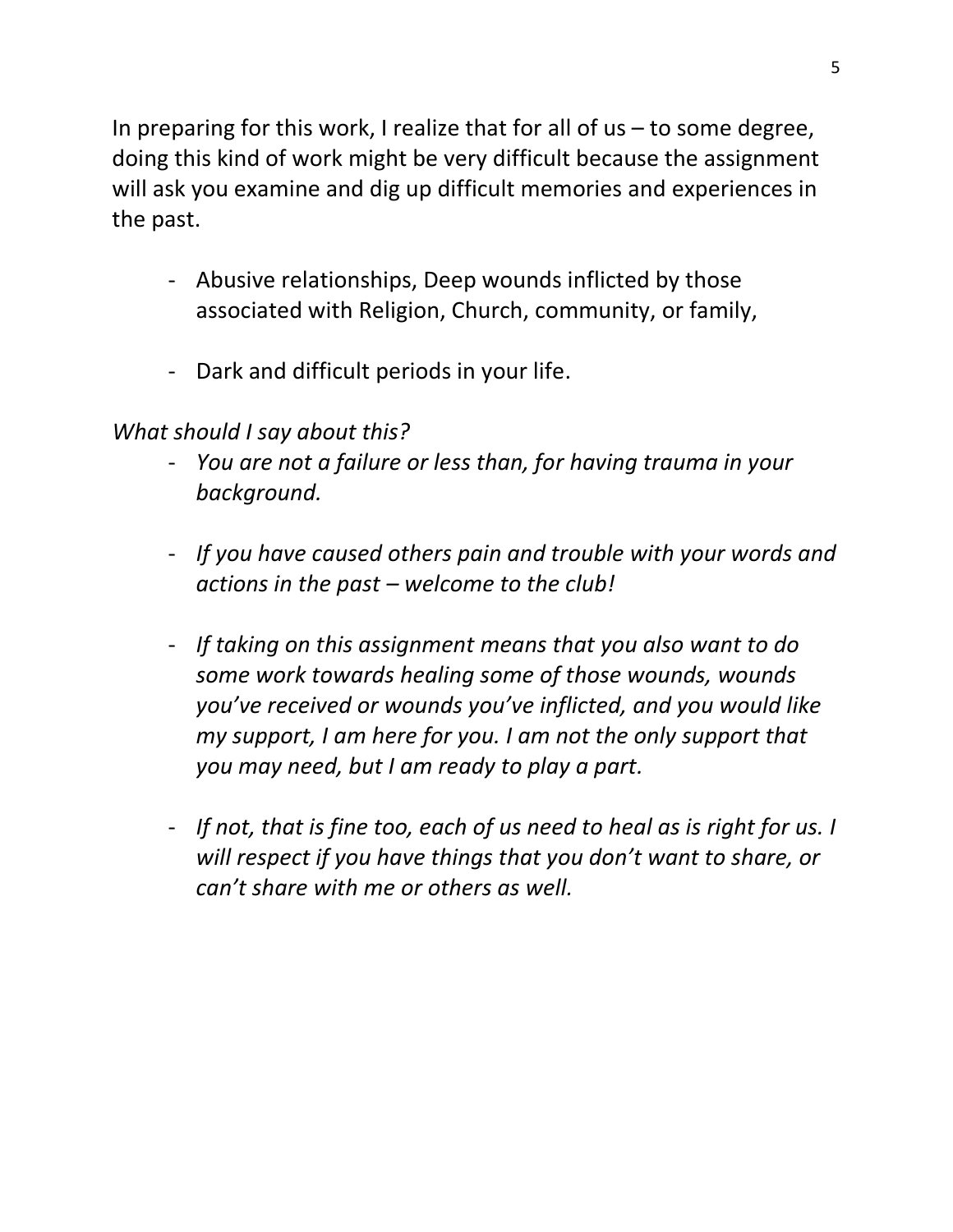In preparing for this work, I realize that for all of us – to some degree, doing this kind of work might be very difficult because the assignment will ask you examine and dig up difficult memories and experiences in the past.

- Abusive relationships, Deep wounds inflicted by those associated with Religion, Church, community, or family,

- Dark and difficult periods in your life.

*What should I say about this?*

- *You are not a failure or less than, for having trauma in your background.*

- *If you have caused others pain and trouble with your words and actions in the past – welcome to the club!*

- *If taking on this assignment means that you also want to do some work towards healing some of those wounds, wounds you've received or wounds you've inflicted, and you would like my support, I am here for you. I am not the only support that you may need, but I am ready to play a part.*

- *If not, that is fine too, each of us need to heal as is right for us. I will respect if you have things that you don't want to share, or can't share with me or others as well.*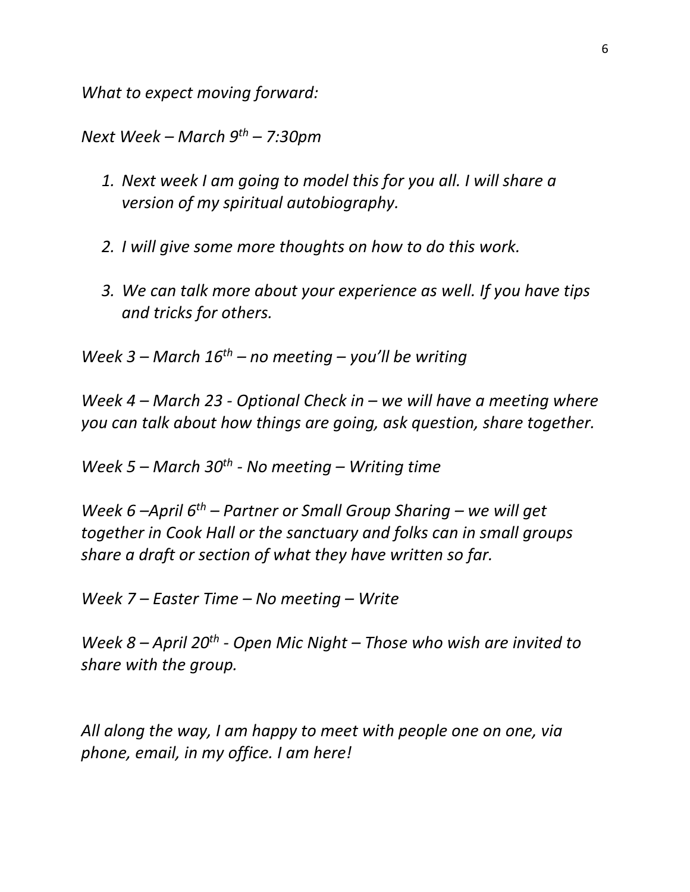*What to expect moving forward:*

*Next Week – March 9th – 7:30pm*

1. *Next week I am going to model this for you all. I will share a version of my spiritual autobiography.*

2. *I will give some more thoughts on how to do this work.*

3. *We can talk more about your experience as well. If you have tips and tricks for others.*

*Week 3 – March 16th – no meeting – you'll be writing*

*Week 4 – March 23 - Optional Check in – we will have a meeting where you can talk about how things are going, ask question, share together.*

*Week 5 – March 30th - No meeting – Writing time*

*Week 6 –April 6th – Partner or Small Group Sharing – we will get together in Cook Hall or the sanctuary and folks can in small groups share a draft or section of what they have written so far.*

*Week 7 – Easter Time – No meeting – Write*

*Week 8 – April 20th - Open Mic Night – Those who wish are invited to share with the group.*

*All along the way, I am happy to meet with people one on one, via phone, email, in my office. I am here!*